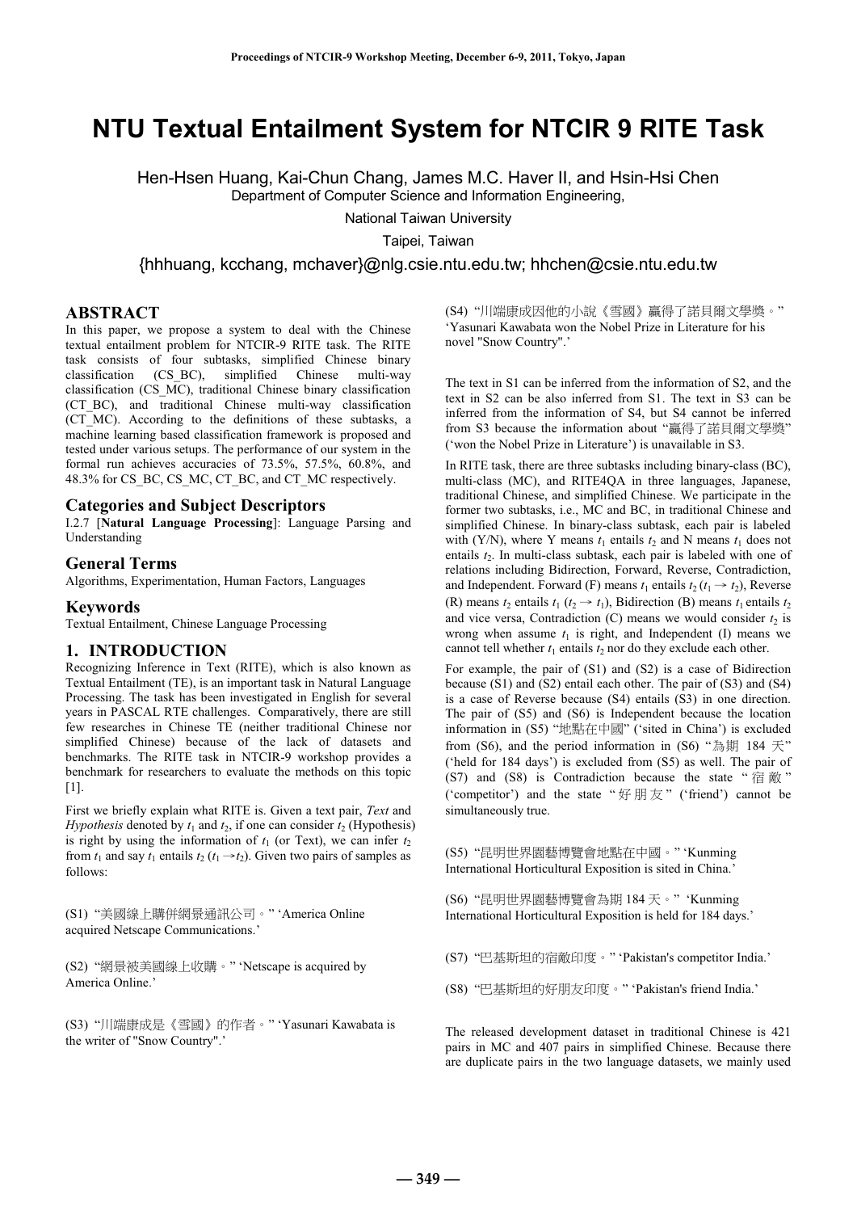# NTU Textual Entailment System for NTCIR 9 RITE Task

Hen-Hsen Huang, Kai-Chun Chang, James M.C. Haver II, and Hsin-Hsi Chen
Department of Computer Science and Information Engineering,
National Taiwan University
Taipei, Taiwan
{hhhuang, kcchang, mchaver}@nlg.csie.ntu.edu.tw; hhchen@csie.ntu.edu.tw

## ABSTRACT

In this paper, we propose a system to deal with the Chinese textual entailment problem for NTCIR-9 RITE task. The RITE task consists of four subtasks, simplified Chinese binary classification (CS_BC), simplified Chinese multi-way classification (CS_MC), traditional Chinese binary classification (CT_BC), and traditional Chinese multi-way classification (CT_MC). According to the definitions of these subtasks, a machine learning based classification framework is proposed and tested under various setups. The performance of our system in the formal run achieves accuracies of 73.5%, 57.5%, 60.8%, and 48.3% for CS_BC, CS_MC, CT_BC, and CT_MC respectively.

## Categories and Subject Descriptors

I.2.7 [**Natural Language Processing**]: Language Parsing and Understanding

## General Terms

Algorithms, Experimentation, Human Factors, Languages

## Keywords

Textual Entailment, Chinese Language Processing

## 1. INTRODUCTION

Recognizing Inference in Text (RITE), which is also known as Textual Entailment (TE), is an important task in Natural Language Processing. The task has been investigated in English for several years in PASCAL RTE challenges. Comparatively, there are still few researches in Chinese TE (neither traditional Chinese nor simplified Chinese) because of the lack of datasets and benchmarks. The RITE task in NTCIR-9 workshop provides a benchmark for researchers to evaluate the methods on this topic [1].

First we briefly explain what RITE is. Given a text pair, *Text* and *Hypothesis* denoted by $t_1$ and $t_2$, if one can consider $t_2$ (Hypothesis) is right by using the information of $t_1$ (or Text), we can infer $t_2$ from $t_1$ and say $t_1$ entails $t_2$ ($t_1 \rightarrow t_2$). Given two pairs of samples as follows:

(S1) "美國線上購併網景通訊公司。" 'America Online acquired Netscape Communications.'

(S2) "網景被美國線上收購。" 'Netscape is acquired by America Online.'

(S3) "川端康成是《雪國》的作者。" 'Yasunari Kawabata is the writer of "Snow Country".'

(S4) "川端康成因他的小說《雪國》贏得了諾貝爾文學獎。" 'Yasunari Kawabata won the Nobel Prize in Literature for his novel "Snow Country".'

The text in S1 can be inferred from the information of S2, and the text in S2 can be also inferred from S1. The text in S3 can be inferred from the information of S4, but S4 cannot be inferred from S3 because the information about "贏得了諾貝爾文學獎" ('won the Nobel Prize in Literature') is unavailable in S3.

In RITE task, there are three subtasks including binary-class (BC), multi-class (MC), and RITE4QA in three languages, Japanese, traditional Chinese, and simplified Chinese. We participate in the former two subtasks, i.e., MC and BC, in traditional Chinese and simplified Chinese. In binary-class subtask, each pair is labeled with (Y/N), where Y means $t_1$ entails $t_2$ and N means $t_1$ does not entails $t_2$. In multi-class subtask, each pair is labeled with one of relations including Bidirection, Forward, Reverse, Contradiction, and Independent. Forward (F) means $t_1$ entails $t_2$ ($t_1 \rightarrow t_2$), Reverse (R) means $t_2$ entails $t_1$ ($t_2 \rightarrow t_1$), Bidirection (B) means $t_1$ entails $t_2$ and vice versa, Contradiction (C) means we would consider $t_2$ is wrong when assume $t_1$ is right, and Independent (I) means we cannot tell whether $t_1$ entails $t_2$ nor do they exclude each other.

For example, the pair of (S1) and (S2) is a case of Bidirection because (S1) and (S2) entail each other. The pair of (S3) and (S4) is a case of Reverse because (S4) entails (S3) in one direction. The pair of (S5) and (S6) is Independent because the location information in (S5) "地點在中國" ('sited in China') is excluded from (S6), and the period information in (S6) "為期 184 天" ('held for 184 days') is excluded from (S5) as well. The pair of (S7) and (S8) is Contradiction because the state "宿敵" ('competitor') and the state "好朋友" ('friend') cannot be simultaneously true.

(S5) "昆明世界園藝博覽會地點在中國。" 'Kunming International Horticultural Exposition is sited in China.'

(S6) "昆明世界園藝博覽會為期 184 天。" 'Kunming International Horticultural Exposition is held for 184 days.'

(S7) "巴基斯坦的宿敵印度。" 'Pakistan's competitor India.'

(S8) "巴基斯坦的好朋友印度。" 'Pakistan's friend India.'

The released development dataset in traditional Chinese is 421 pairs in MC and 407 pairs in simplified Chinese. Because there are duplicate pairs in the two language datasets, we mainly used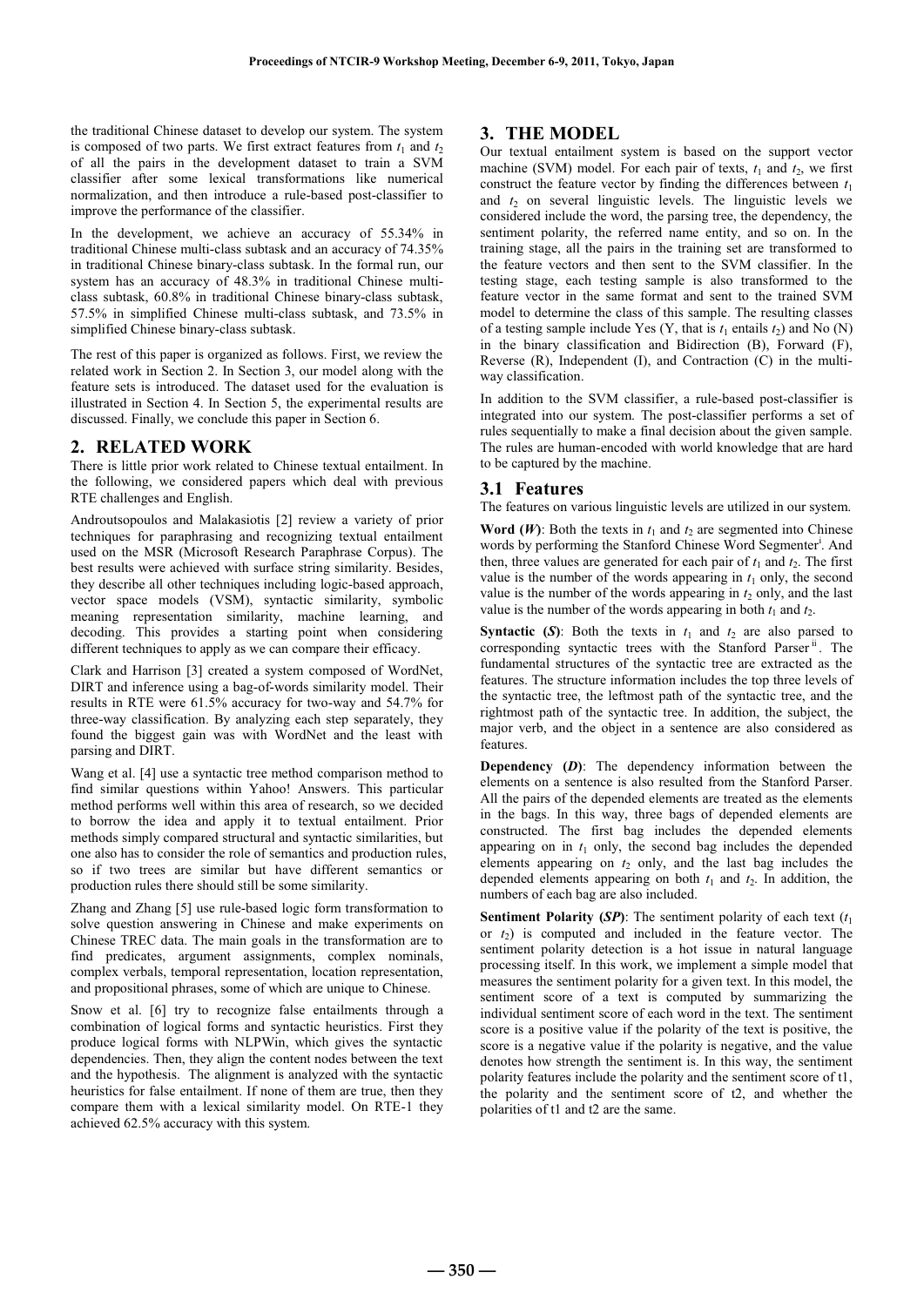the traditional Chinese dataset to develop our system. The system is composed of two parts. We first extract features from $t_1$ and $t_2$ of all the pairs in the development dataset to train a SVM classifier after some lexical transformations like numerical normalization, and then introduce a rule-based post-classifier to improve the performance of the classifier.

In the development, we achieve an accuracy of 55.34% in traditional Chinese multi-class subtask and an accuracy of 74.35% in traditional Chinese binary-class subtask. In the formal run, our system has an accuracy of 48.3% in traditional Chinese multi-class subtask, 60.8% in traditional Chinese binary-class subtask, 57.5% in simplified Chinese multi-class subtask, and 73.5% in simplified Chinese binary-class subtask.

The rest of this paper is organized as follows. First, we review the related work in Section 2. In Section 3, our model along with the feature sets is introduced. The dataset used for the evaluation is illustrated in Section 4. In Section 5, the experimental results are discussed. Finally, we conclude this paper in Section 6.

## 2. RELATED WORK

There is little prior work related to Chinese textual entailment. In the following, we considered papers which deal with previous RTE challenges and English.

Androutsopoulos and Malakasiotis [2] review a variety of prior techniques for paraphrasing and recognizing textual entailment used on the MSR (Microsoft Research Paraphrase Corpus). The best results were achieved with surface string similarity. Besides, they describe all other techniques including logic-based approach, vector space models (VSM), syntactic similarity, symbolic meaning representation similarity, machine learning, and decoding. This provides a starting point when considering different techniques to apply as we can compare their efficacy.

Clark and Harrison [3] created a system composed of WordNet, DIRT and inference using a bag-of-words similarity model. Their results in RTE were 61.5% accuracy for two-way and 54.7% for three-way classification. By analyzing each step separately, they found the biggest gain was with WordNet and the least with parsing and DIRT.

Wang et al. [4] use a syntactic tree method comparison method to find similar questions within Yahoo! Answers. This particular method performs well within this area of research, so we decided to borrow the idea and apply it to textual entailment. Prior methods simply compared structural and syntactic similarities, but one also has to consider the role of semantics and production rules, so if two trees are similar but have different semantics or production rules there should still be some similarity.

Zhang and Zhang [5] use rule-based logic form transformation to solve question answering in Chinese and make experiments on Chinese TREC data. The main goals in the transformation are to find predicates, argument assignments, complex nominals, complex verbals, temporal representation, location representation, and propositional phrases, some of which are unique to Chinese.

Snow et al. [6] try to recognize false entailments through a combination of logical forms and syntactic heuristics. First they produce logical forms with NLPWin, which gives the syntactic dependencies. Then, they align the content nodes between the text and the hypothesis. The alignment is analyzed with the syntactic heuristics for false entailment. If none of them are true, then they compare them with a lexical similarity model. On RTE-1 they achieved 62.5% accuracy with this system.

## 3. THE MODEL

Our textual entailment system is based on the support vector machine (SVM) model. For each pair of texts, $t_1$ and $t_2$, we first construct the feature vector by finding the differences between $t_1$ and $t_2$ on several linguistic levels. The linguistic levels we considered include the word, the parsing tree, the dependency, the sentiment polarity, the referred name entity, and so on. In the training stage, all the pairs in the training set are transformed to the feature vectors and then sent to the SVM classifier. In the testing stage, each testing sample is also transformed to the feature vector in the same format and sent to the trained SVM model to determine the class of this sample. The resulting classes of a testing sample include Yes (Y, that is $t_1$ entails $t_2$) and No (N) in the binary classification and Bidirection (B), Forward (F), Reverse (R), Independent (I), and Contraction (C) in the multi-way classification.

In addition to the SVM classifier, a rule-based post-classifier is integrated into our system. The post-classifier performs a set of rules sequentially to make a final decision about the given sample. The rules are human-encoded with world knowledge that are hard to be captured by the machine.

### 3.1 Features

The features on various linguistic levels are utilized in our system.

**Word (*W*)**: Both the texts in $t_1$ and $t_2$ are segmented into Chinese words by performing the Stanford Chinese Word Segmenter[i]. And then, three values are generated for each pair of $t_1$ and $t_2$. The first value is the number of the words appearing in $t_1$ only, the second value is the number of the words appearing in $t_2$ only, and the last value is the number of the words appearing in both $t_1$ and $t_2$.

**Syntactic (*S*)**: Both the texts in $t_1$ and $t_2$ are also parsed to corresponding syntactic trees with the Stanford Parser[ii]. The fundamental structures of the syntactic tree are extracted as the features. The structure information includes the top three levels of the syntactic tree, the leftmost path of the syntactic tree, and the rightmost path of the syntactic tree. In addition, the subject, the major verb, and the object in a sentence are also considered as features.

**Dependency (*D*)**: The dependency information between the elements on a sentence is also resulted from the Stanford Parser. All the pairs of the depended elements are treated as the elements in the bags. In this way, three bags of depended elements are constructed. The first bag includes the depended elements appearing on in $t_1$ only, the second bag includes the depended elements appearing on $t_2$ only, and the last bag includes the depended elements appearing on both $t_1$ and $t_2$. In addition, the numbers of each bag are also included.

**Sentiment Polarity (*SP*)**: The sentiment polarity of each text ($t_1$ or $t_2$) is computed and included in the feature vector. The sentiment polarity detection is a hot issue in natural language processing itself. In this work, we implement a simple model that measures the sentiment polarity for a given text. In this model, the sentiment score of a text is computed by summarizing the individual sentiment score of each word in the text. The sentiment score is a positive value if the polarity of the text is positive, the score is a negative value if the polarity is negative, and the value denotes how strength the sentiment is. In this way, the sentiment polarity features include the polarity and the sentiment score of t1, the polarity and the sentiment score of t2, and whether the polarities of t1 and t2 are the same.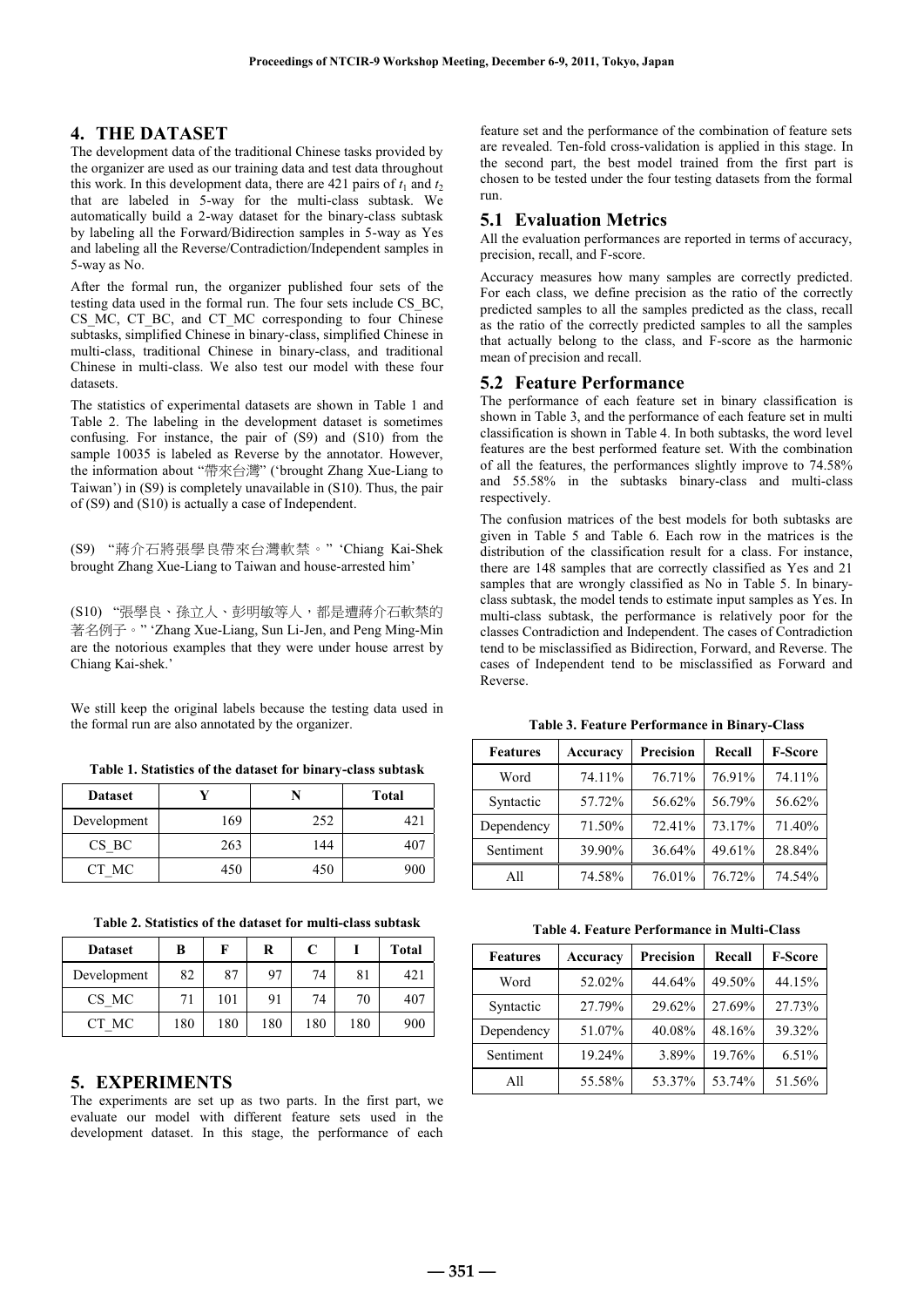## 4. THE DATASET

The development data of the traditional Chinese tasks provided by the organizer are used as our training data and test data throughout this work. In this development data, there are 421 pairs of $t_1$ and $t_2$ that are labeled in 5-way for the multi-class subtask. We automatically build a 2-way dataset for the binary-class subtask by labeling all the Forward/Bidirection samples in 5-way as Yes and labeling all the Reverse/Contradiction/Independent samples in 5-way as No.

After the formal run, the organizer published four sets of the testing data used in the formal run. The four sets include CS_BC, CS_MC, CT_BC, and CT_MC corresponding to four Chinese subtasks, simplified Chinese in binary-class, simplified Chinese in multi-class, traditional Chinese in binary-class, and traditional Chinese in multi-class. We also test our model with these four datasets.

The statistics of experimental datasets are shown in Table 1 and Table 2. The labeling in the development dataset is sometimes confusing. For instance, the pair of (S9) and (S10) from the sample 10035 is labeled as Reverse by the annotator. However, the information about "帶來台灣" ('brought Zhang Xue-Liang to Taiwan') in (S9) is completely unavailable in (S10). Thus, the pair of (S9) and (S10) is actually a case of Independent.

(S9) "蔣介石將張學良帶來台灣軟禁。" 'Chiang Kai-Shek brought Zhang Xue-Liang to Taiwan and house-arrested him'

(S10) "張學良、孫立人、彭明敏等人，都是遭蔣介石軟禁的著名例子。" 'Zhang Xue-Liang, Sun Li-Jen, and Peng Ming-Min are the notorious examples that they were under house arrest by Chiang Kai-shek.'

We still keep the original labels because the testing data used in the formal run are also annotated by the organizer.

**Table 1. Statistics of the dataset for binary-class subtask**

| Dataset | Y | N | Total |
|---|---|---|---|
| Development | 169 | 252 | 421 |
| CS_BC | 263 | 144 | 407 |
| CT_MC | 450 | 450 | 900 |

**Table 2. Statistics of the dataset for multi-class subtask**

| Dataset | B | F | R | C | I | Total |
|---|---|---|---|---|---|---|
| Development | 82 | 87 | 97 | 74 | 81 | 421 |
| CS_MC | 71 | 101 | 91 | 74 | 70 | 407 |
| CT_MC | 180 | 180 | 180 | 180 | 180 | 900 |

## 5. EXPERIMENTS

The experiments are set up as two parts. In the first part, we evaluate our model with different feature sets used in the development dataset. In this stage, the performance of each feature set and the performance of the combination of feature sets are revealed. Ten-fold cross-validation is applied in this stage. In the second part, the best model trained from the first part is chosen to be tested under the four testing datasets from the formal run.

### 5.1 Evaluation Metrics

All the evaluation performances are reported in terms of accuracy, precision, recall, and F-score.

Accuracy measures how many samples are correctly predicted. For each class, we define precision as the ratio of the correctly predicted samples to all the samples predicted as the class, recall as the ratio of the correctly predicted samples to all the samples that actually belong to the class, and F-score as the harmonic mean of precision and recall.

### 5.2 Feature Performance

The performance of each feature set in binary classification is shown in Table 3, and the performance of each feature set in multi classification is shown in Table 4. In both subtasks, the word level features are the best performed feature set. With the combination of all the features, the performances slightly improve to 74.58% and 55.58% in the subtasks binary-class and multi-class respectively.

The confusion matrices of the best models for both subtasks are given in Table 5 and Table 6. Each row in the matrices is the distribution of the classification result for a class. For instance, there are 148 samples that are correctly classified as Yes and 21 samples that are wrongly classified as No in Table 5. In binary-class subtask, the model tends to estimate input samples as Yes. In multi-class subtask, the performance is relatively poor for the classes Contradiction and Independent. The cases of Contradiction tend to be misclassified as Bidirection, Forward, and Reverse. The cases of Independent tend to be misclassified as Forward and Reverse.

**Table 3. Feature Performance in Binary-Class**

| Features | Accuracy | Precision | Recall | F-Score |
|---|---|---|---|---|
| Word | 74.11% | 76.71% | 76.91% | 74.11% |
| Syntactic | 57.72% | 56.62% | 56.79% | 56.62% |
| Dependency | 71.50% | 72.41% | 73.17% | 71.40% |
| Sentiment | 39.90% | 36.64% | 49.61% | 28.84% |
| All | 74.58% | 76.01% | 76.72% | 74.54% |

**Table 4. Feature Performance in Multi-Class**

| Features | Accuracy | Precision | Recall | F-Score |
|---|---|---|---|---|
| Word | 52.02% | 44.64% | 49.50% | 44.15% |
| Syntactic | 27.79% | 29.62% | 27.69% | 27.73% |
| Dependency | 51.07% | 40.08% | 48.16% | 39.32% |
| Sentiment | 19.24% | 3.89% | 19.76% | 6.51% |
| All | 55.58% | 53.37% | 53.74% | 51.56% |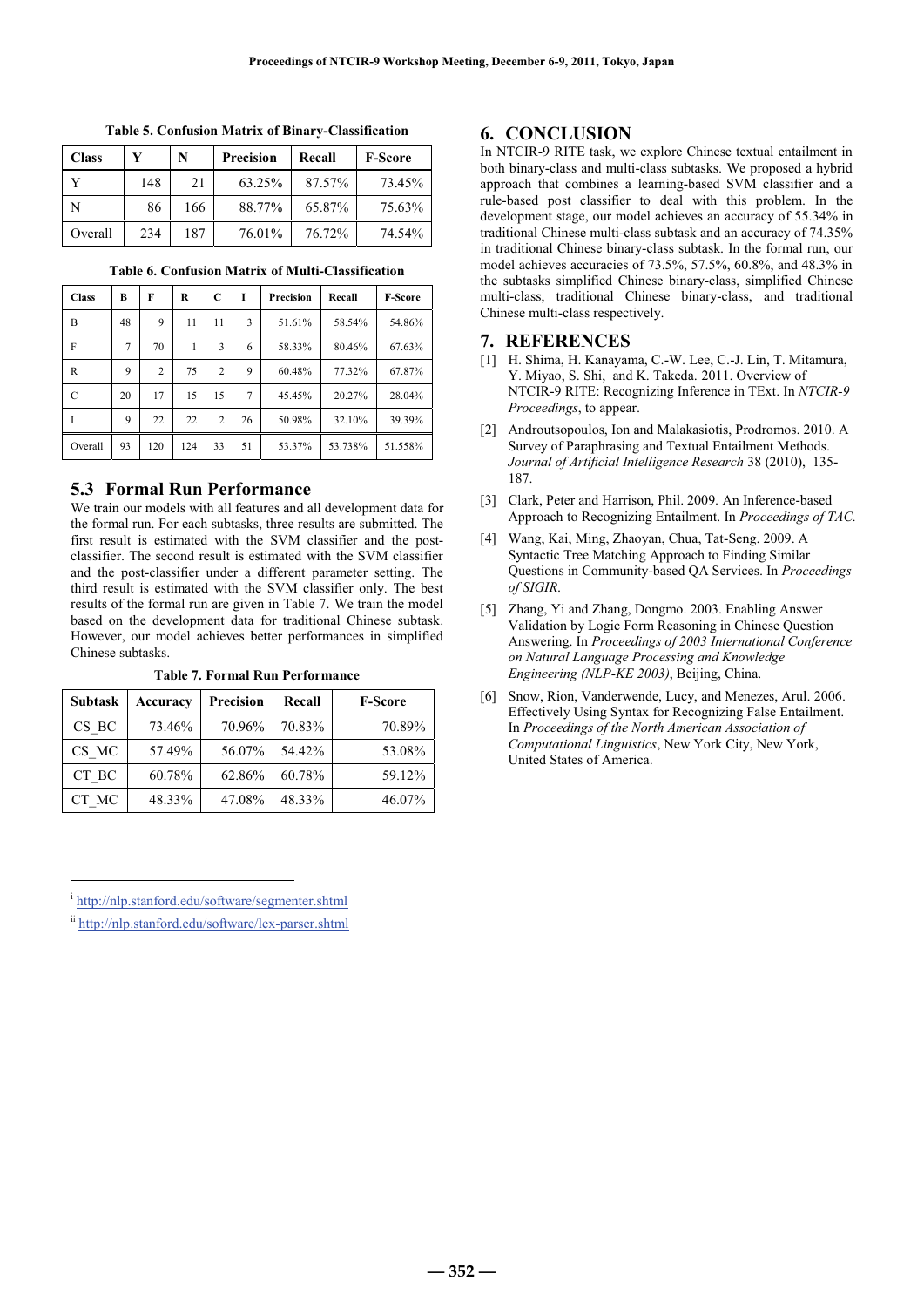**Table 5. Confusion Matrix of Binary-Classification**

| Class | Y | N | Precision | Recall | F-Score |
|---|---|---|---|---|---|
| Y | 148 | 21 | 63.25% | 87.57% | 73.45% |
| N | 86 | 166 | 88.77% | 65.87% | 75.63% |
| Overall | 234 | 187 | 76.01% | 76.72% | 74.54% |

**Table 6. Confusion Matrix of Multi-Classification**

| Class | B | F | R | C | I | Precision | Recall | F-Score |
|---|---|---|---|---|---|---|---|---|
| B | 48 | 9 | 11 | 11 | 3 | 51.61% | 58.54% | 54.86% |
| F | 7 | 70 | 1 | 3 | 6 | 58.33% | 80.46% | 67.63% |
| R | 9 | 2 | 75 | 2 | 9 | 60.48% | 77.32% | 67.87% |
| C | 20 | 17 | 15 | 15 | 7 | 45.45% | 20.27% | 28.04% |
| I | 9 | 22 | 22 | 2 | 26 | 50.98% | 32.10% | 39.39% |
| Overall | 93 | 120 | 124 | 33 | 51 | 53.37% | 53.738% | 51.558% |

### 5.3 Formal Run Performance

We train our models with all features and all development data for the formal run. For each subtasks, three results are submitted. The first result is estimated with the SVM classifier and the post-classifier. The second result is estimated with the SVM classifier and the post-classifier under a different parameter setting. The third result is estimated with the SVM classifier only. The best results of the formal run are given in Table 7. We train the model based on the development data for traditional Chinese subtask. However, our model achieves better performances in simplified Chinese subtasks.

**Table 7. Formal Run Performance**

| Subtask | Accuracy | Precision | Recall | F-Score |
|---|---|---|---|---|
| CS_BC | 73.46% | 70.96% | 70.83% | 70.89% |
| CS_MC | 57.49% | 56.07% | 54.42% | 53.08% |
| CT_BC | 60.78% | 62.86% | 60.78% | 59.12% |
| CT_MC | 48.33% | 47.08% | 48.33% | 46.07% |

## 6. CONCLUSION

In NTCIR-9 RITE task, we explore Chinese textual entailment in both binary-class and multi-class subtasks. We proposed a hybrid approach that combines a learning-based SVM classifier and a rule-based post classifier to deal with this problem. In the development stage, our model achieves an accuracy of 55.34% in traditional Chinese multi-class subtask and an accuracy of 74.35% in traditional Chinese binary-class subtask. In the formal run, our model achieves accuracies of 73.5%, 57.5%, 60.8%, and 48.3% in the subtasks simplified Chinese binary-class, simplified Chinese multi-class, traditional Chinese binary-class, and traditional Chinese multi-class respectively.

## 7. REFERENCES

[1] H. Shima, H. Kanayama, C.-W. Lee, C.-J. Lin, T. Mitamura, Y. Miyao, S. Shi, and K. Takeda. 2011. Overview of NTCIR-9 RITE: Recognizing Inference in TExt. In *NTCIR-9 Proceedings*, to appear.

[2] Androutsopoulos, Ion and Malakasiotis, Prodromos. 2010. A Survey of Paraphrasing and Textual Entailment Methods. *Journal of Artificial Intelligence Research* 38 (2010), 135-187.

[3] Clark, Peter and Harrison, Phil. 2009. An Inference-based Approach to Recognizing Entailment. In *Proceedings of TAC.*

[4] Wang, Kai, Ming, Zhaoyan, Chua, Tat-Seng. 2009. A Syntactic Tree Matching Approach to Finding Similar Questions in Community-based QA Services. In *Proceedings of SIGIR*.

[5] Zhang, Yi and Zhang, Dongmo. 2003. Enabling Answer Validation by Logic Form Reasoning in Chinese Question Answering. In *Proceedings of 2003 International Conference on Natural Language Processing and Knowledge Engineering (NLP-KE 2003)*, Beijing, China.

[6] Snow, Rion, Vanderwende, Lucy, and Menezes, Arul. 2006. Effectively Using Syntax for Recognizing False Entailment. In *Proceedings of the North American Association of Computational Linguistics*, New York City, New York, United States of America.

---

[i] http://nlp.stanford.edu/software/segmenter.shtml

[ii] http://nlp.stanford.edu/software/lex-parser.shtml